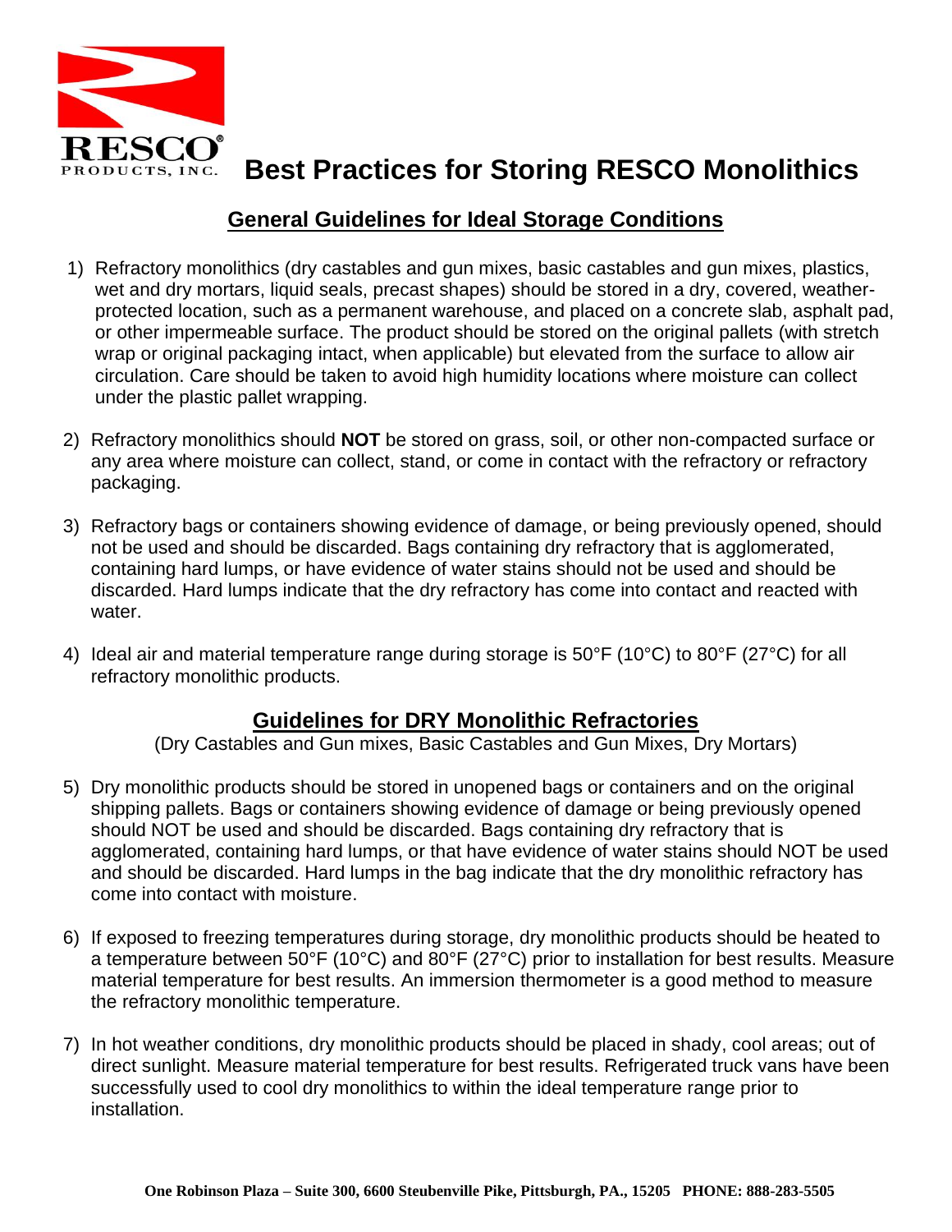# Best Practices for Storing RESCO Monolithics

## General Guidelines for Ideal Storage Conditions

1) Refractory monolithics (dry castables and gun mixes, basic castables and gun mixes, plastics, wet and dry mortars, liquid seals, precast shapes) should be stored in a dry, covered, weather-protected location, such as a permanent warehouse, and placed on a concrete slab, asphalt pad, or other impermeable surface. The product should be stored on the original pallets (with stretch wrap or original packaging intact, when applicable) but elevated from the surface to allow air circulation. Care should be taken to avoid high humidity locations where moisture can collect under the plastic pallet wrapping.

2) Refractory monolithics should **NOT** be stored on grass, soil, or other non-compacted surface or any area where moisture can collect, stand, or come in contact with the refractory or refractory packaging.

3) Refractory bags or containers showing evidence of damage, or being previously opened, should not be used and should be discarded. Bags containing dry refractory that is agglomerated, containing hard lumps, or have evidence of water stains should not be used and should be discarded. Hard lumps indicate that the dry refractory has come into contact and reacted with water.

4) Ideal air and material temperature range during storage is 50°F (10°C) to 80°F (27°C) for all refractory monolithic products.

## Guidelines for DRY Monolithic Refractories

(Dry Castables and Gun mixes, Basic Castables and Gun Mixes, Dry Mortars)

5) Dry monolithic products should be stored in unopened bags or containers and on the original shipping pallets. Bags or containers showing evidence of damage or being previously opened should NOT be used and should be discarded. Bags containing dry refractory that is agglomerated, containing hard lumps, or that have evidence of water stains should NOT be used and should be discarded. Hard lumps in the bag indicate that the dry monolithic refractory has come into contact with moisture.

6) If exposed to freezing temperatures during storage, dry monolithic products should be heated to a temperature between 50°F (10°C) and 80°F (27°C) prior to installation for best results. Measure material temperature for best results. An immersion thermometer is a good method to measure the refractory monolithic temperature.

7) In hot weather conditions, dry monolithic products should be placed in shady, cool areas; out of direct sunlight. Measure material temperature for best results. Refrigerated truck vans have been successfully used to cool dry monolithics to within the ideal temperature range prior to installation.

**One Robinson Plaza – Suite 300, 6600 Steubenville Pike, Pittsburgh, PA., 15205 PHONE: 888-283-5505**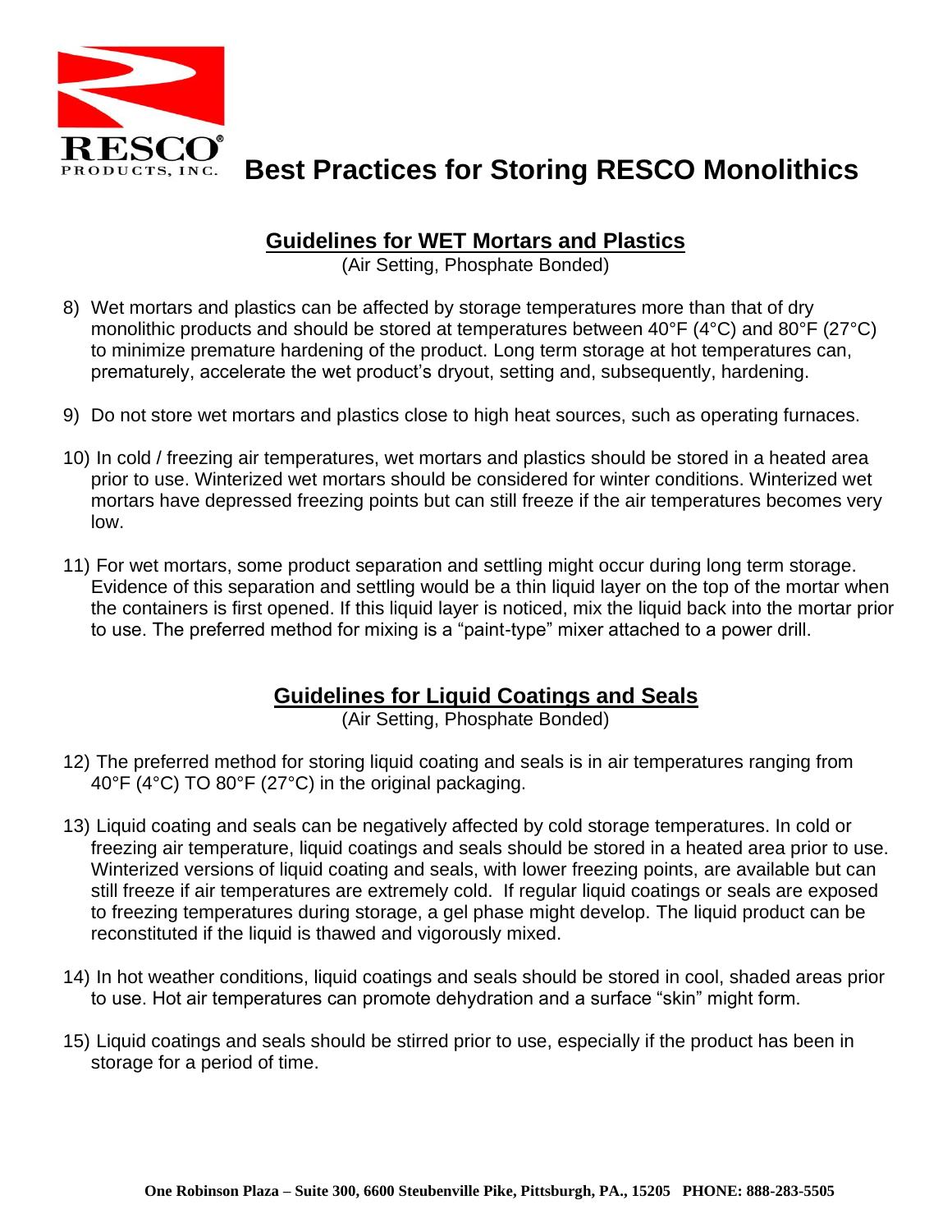# Best Practices for Storing RESCO Monolithics

## Guidelines for WET Mortars and Plastics

(Air Setting, Phosphate Bonded)

8) Wet mortars and plastics can be affected by storage temperatures more than that of dry monolithic products and should be stored at temperatures between 40°F (4°C) and 80°F (27°C) to minimize premature hardening of the product. Long term storage at hot temperatures can, prematurely, accelerate the wet product's dryout, setting and, subsequently, hardening.

9) Do not store wet mortars and plastics close to high heat sources, such as operating furnaces.

10) In cold / freezing air temperatures, wet mortars and plastics should be stored in a heated area prior to use. Winterized wet mortars should be considered for winter conditions. Winterized wet mortars have depressed freezing points but can still freeze if the air temperatures becomes very low.

11) For wet mortars, some product separation and settling might occur during long term storage. Evidence of this separation and settling would be a thin liquid layer on the top of the mortar when the containers is first opened. If this liquid layer is noticed, mix the liquid back into the mortar prior to use. The preferred method for mixing is a "paint-type" mixer attached to a power drill.

## Guidelines for Liquid Coatings and Seals

(Air Setting, Phosphate Bonded)

12) The preferred method for storing liquid coating and seals is in air temperatures ranging from 40°F (4°C) TO 80°F (27°C) in the original packaging.

13) Liquid coating and seals can be negatively affected by cold storage temperatures. In cold or freezing air temperature, liquid coatings and seals should be stored in a heated area prior to use. Winterized versions of liquid coating and seals, with lower freezing points, are available but can still freeze if air temperatures are extremely cold. If regular liquid coatings or seals are exposed to freezing temperatures during storage, a gel phase might develop. The liquid product can be reconstituted if the liquid is thawed and vigorously mixed.

14) In hot weather conditions, liquid coatings and seals should be stored in cool, shaded areas prior to use. Hot air temperatures can promote dehydration and a surface "skin" might form.

15) Liquid coatings and seals should be stirred prior to use, especially if the product has been in storage for a period of time.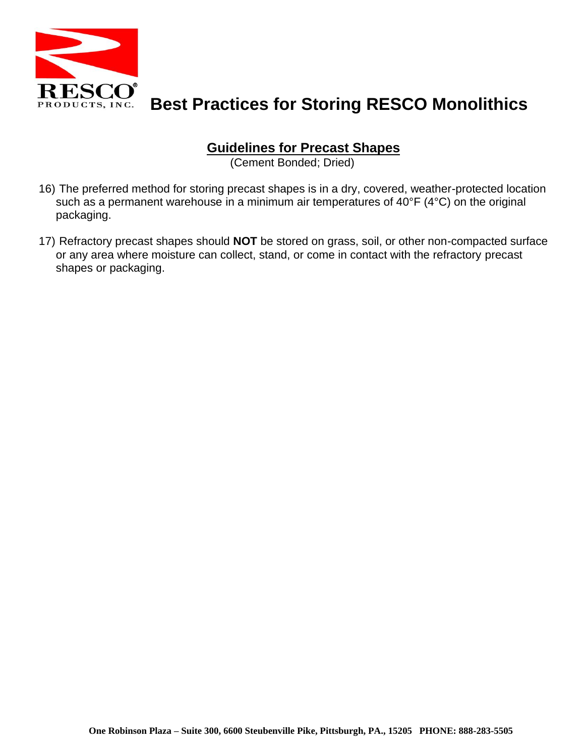# Best Practices for Storing RESCO Monolithics

## Guidelines for Precast Shapes

(Cement Bonded; Dried)

16) The preferred method for storing precast shapes is in a dry, covered, weather-protected location such as a permanent warehouse in a minimum air temperatures of 40°F (4°C) on the original packaging.

17) Refractory precast shapes should **NOT** be stored on grass, soil, or other non-compacted surface or any area where moisture can collect, stand, or come in contact with the refractory precast shapes or packaging.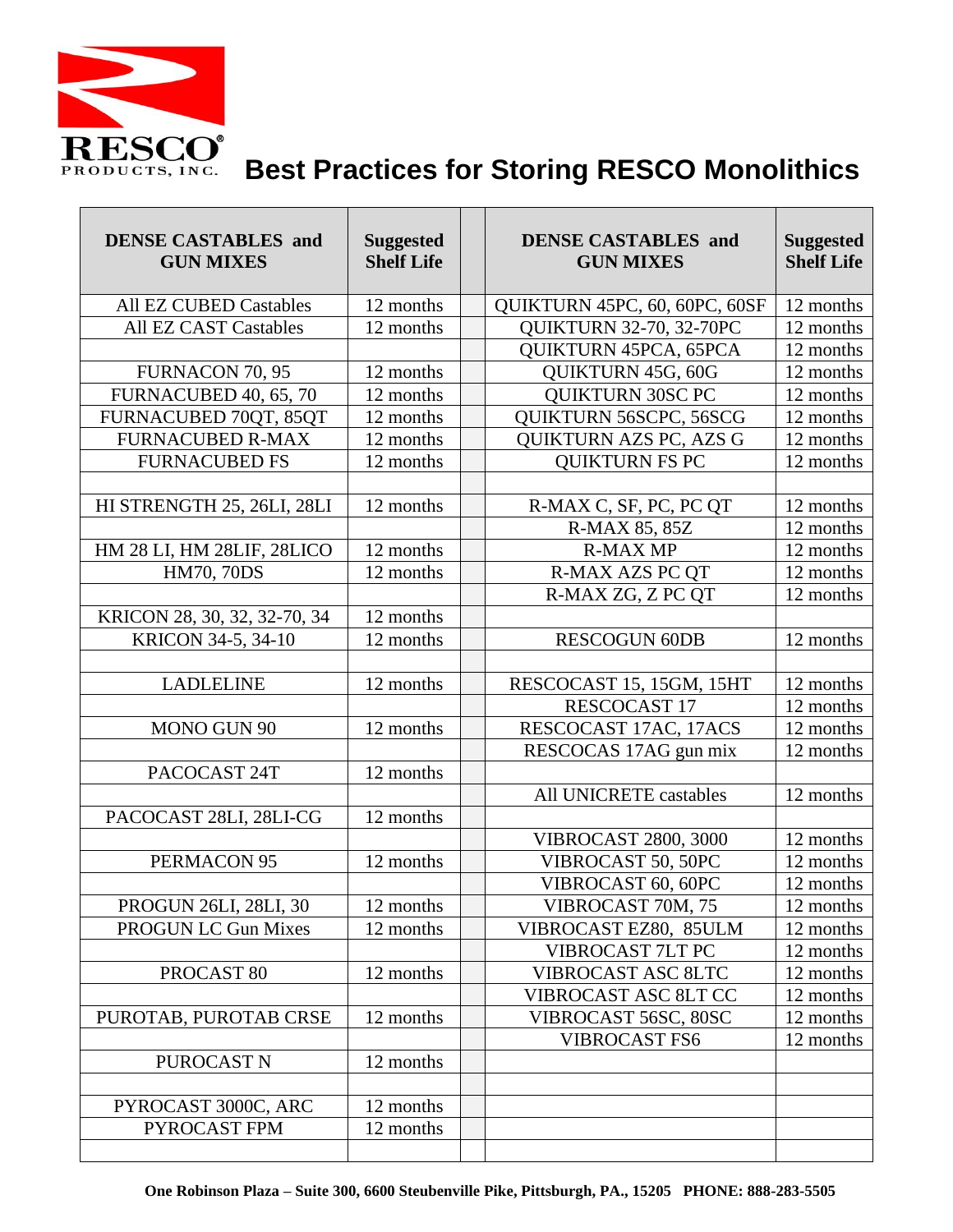RESCO PRODUCTS, INC.

# Best Practices for Storing RESCO Monolithics

| DENSE CASTABLES and GUN MIXES | Suggested Shelf Life | | DENSE CASTABLES and GUN MIXES | Suggested Shelf Life |
|---|---|---|---|---|
| All EZ CUBED Castables | 12 months | | QUIKTURN 45PC, 60, 60PC, 60SF | 12 months |
| All EZ CAST Castables | 12 months | | QUIKTURN 32-70, 32-70PC | 12 months |
| | | | QUIKTURN 45PCA, 65PCA | 12 months |
| FURNACON 70, 95 | 12 months | | QUIKTURN 45G, 60G | 12 months |
| FURNACUBED 40, 65, 70 | 12 months | | QUIKTURN 30SC PC | 12 months |
| FURNACUBED 70QT, 85QT | 12 months | | QUIKTURN 56SCPC, 56SCG | 12 months |
| FURNACUBED R-MAX | 12 months | | QUIKTURN AZS PC, AZS G | 12 months |
| FURNACUBED FS | 12 months | | QUIKTURN FS PC | 12 months |
| | | | | |
| HI STRENGTH 25, 26LI, 28LI | 12 months | | R-MAX C, SF, PC, PC QT | 12 months |
| | | | R-MAX 85, 85Z | 12 months |
| HM 28 LI, HM 28LIF, 28LICO | 12 months | | R-MAX MP | 12 months |
| HM70, 70DS | 12 months | | R-MAX AZS PC QT | 12 months |
| | | | R-MAX ZG, Z PC QT | 12 months |
| KRICON 28, 30, 32, 32-70, 34 | 12 months | | | |
| KRICON 34-5, 34-10 | 12 months | | RESCOGUN 60DB | 12 months |
| | | | | |
| LADLELINE | 12 months | | RESCOCAST 15, 15GM, 15HT | 12 months |
| | | | RESCOCAST 17 | 12 months |
| MONO GUN 90 | 12 months | | RESCOCAST 17AC, 17ACS | 12 months |
| | | | RESCOCAS 17AG gun mix | 12 months |
| PACOCAST 24T | 12 months | | | |
| | | | All UNICRETE castables | 12 months |
| PACOCAST 28LI, 28LI-CG | 12 months | | | |
| | | | VIBROCAST 2800, 3000 | 12 months |
| PERMACON 95 | 12 months | | VIBROCAST 50, 50PC | 12 months |
| | | | VIBROCAST 60, 60PC | 12 months |
| PROGUN 26LI, 28LI, 30 | 12 months | | VIBROCAST 70M, 75 | 12 months |
| PROGUN LC Gun Mixes | 12 months | | VIBROCAST EZ80, 85ULM | 12 months |
| | | | VIBROCAST 7LT PC | 12 months |
| PROCAST 80 | 12 months | | VIBROCAST ASC 8LTC | 12 months |
| | | | VIBROCAST ASC 8LT CC | 12 months |
| PUROTAB, PUROTAB CRSE | 12 months | | VIBROCAST 56SC, 80SC | 12 months |
| | | | VIBROCAST FS6 | 12 months |
| PUROCAST N | 12 months | | | |
| | | | | |
| PYROCAST 3000C, ARC | 12 months | | | |
| PYROCAST FPM | 12 months | | | |
| | | | | |

**One Robinson Plaza – Suite 300, 6600 Steubenville Pike, Pittsburgh, PA., 15205 PHONE: 888-283-5505**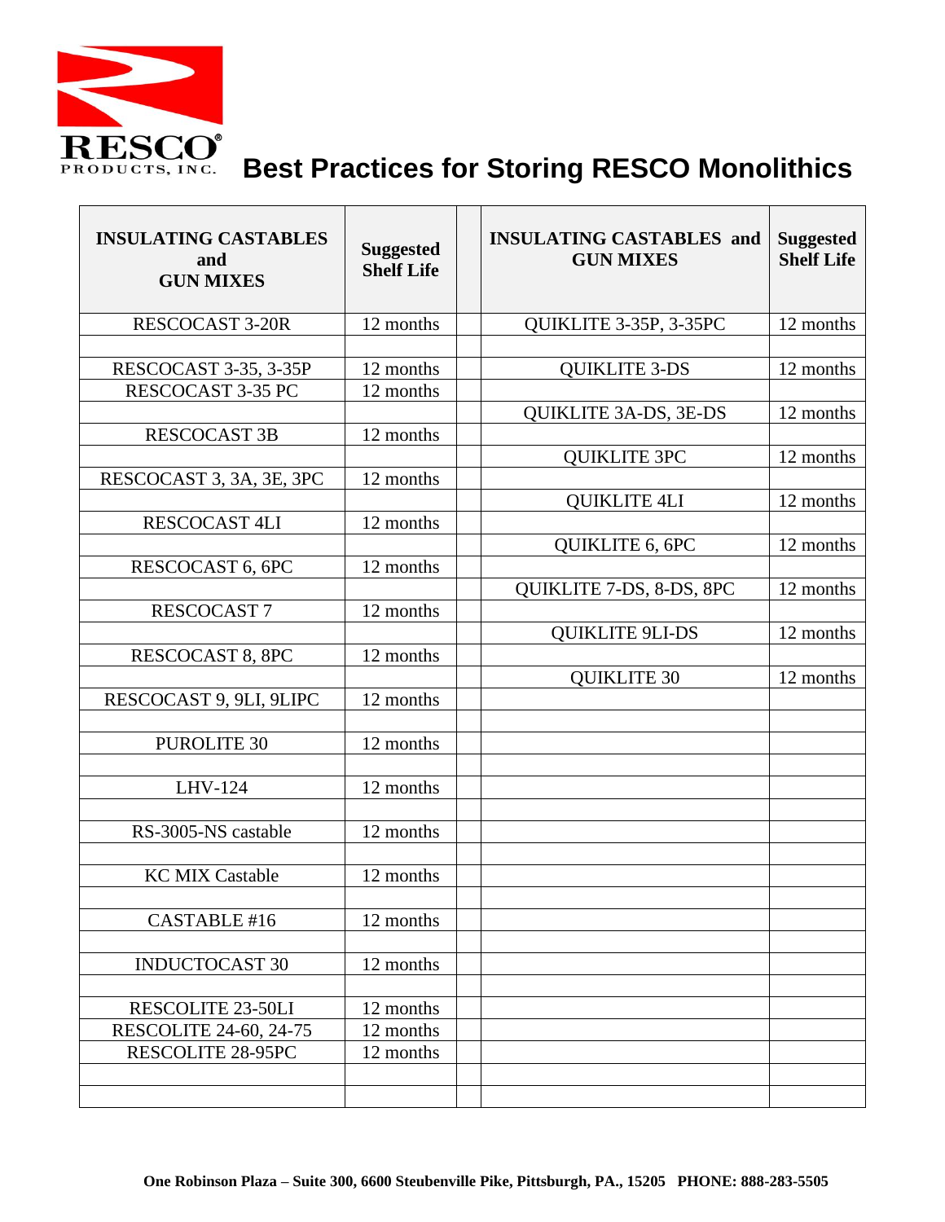RESCO PRODUCTS, INC.

# Best Practices for Storing RESCO Monolithics

| INSULATING CASTABLES and GUN MIXES | Suggested Shelf Life | | INSULATING CASTABLES and GUN MIXES | Suggested Shelf Life |
|---|---|---|---|---|
| RESCOCAST 3-20R | 12 months | | QUIKLITE 3-35P, 3-35PC | 12 months |
| | | | | |
| RESCOCAST 3-35, 3-35P | 12 months | | QUIKLITE 3-DS | 12 months |
| RESCOCAST 3-35 PC | 12 months | | | |
| | | | QUIKLITE 3A-DS, 3E-DS | 12 months |
| RESCOCAST 3B | 12 months | | | |
| | | | QUIKLITE 3PC | 12 months |
| RESCOCAST 3, 3A, 3E, 3PC | 12 months | | | |
| | | | QUIKLITE 4LI | 12 months |
| RESCOCAST 4LI | 12 months | | | |
| | | | QUIKLITE 6, 6PC | 12 months |
| RESCOCAST 6, 6PC | 12 months | | | |
| | | | QUIKLITE 7-DS, 8-DS, 8PC | 12 months |
| RESCOCAST 7 | 12 months | | | |
| | | | QUIKLITE 9LI-DS | 12 months |
| RESCOCAST 8, 8PC | 12 months | | | |
| | | | QUIKLITE 30 | 12 months |
| RESCOCAST 9, 9LI, 9LIPC | 12 months | | | |
| | | | | |
| PUROLITE 30 | 12 months | | | |
| | | | | |
| LHV-124 | 12 months | | | |
| | | | | |
| RS-3005-NS castable | 12 months | | | |
| | | | | |
| KC MIX Castable | 12 months | | | |
| | | | | |
| CASTABLE #16 | 12 months | | | |
| | | | | |
| INDUCTOCAST 30 | 12 months | | | |
| | | | | |
| RESCOLITE 23-50LI | 12 months | | | |
| RESCOLITE 24-60, 24-75 | 12 months | | | |
| RESCOLITE 28-95PC | 12 months | | | |
| | | | | |
| | | | | |

**One Robinson Plaza – Suite 300, 6600 Steubenville Pike, Pittsburgh, PA., 15205 PHONE: 888-283-5505**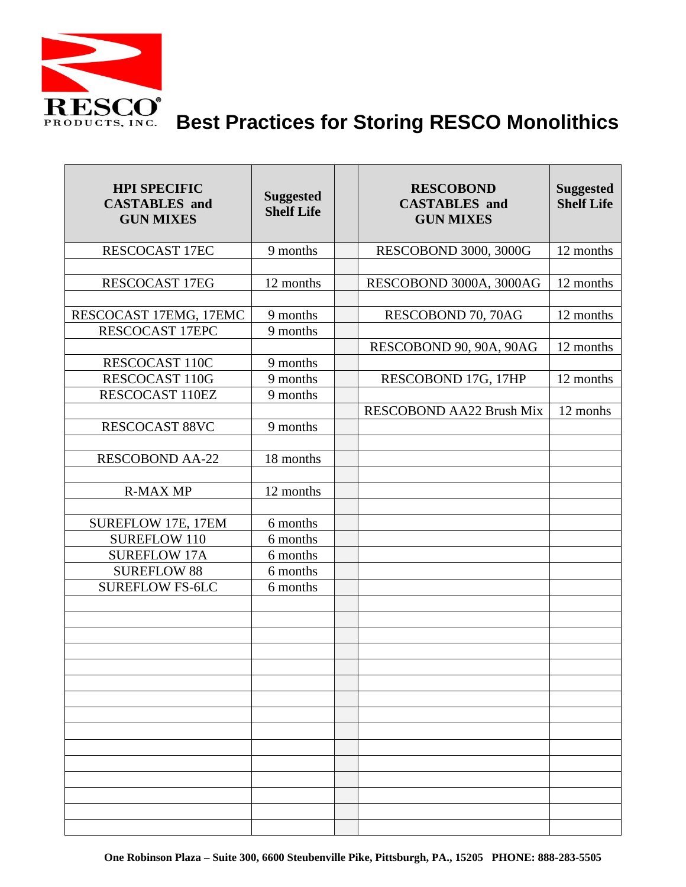# Best Practices for Storing RESCO Monolithics

| HPI SPECIFIC CASTABLES and GUN MIXES | Suggested Shelf Life | | RESCOBOND CASTABLES and GUN MIXES | Suggested Shelf Life |
|---|---|---|---|---|
| RESCOCAST 17EC | 9 months | | RESCOBOND 3000, 3000G | 12 months |
| | | | | |
| RESCOCAST 17EG | 12 months | | RESCOBOND 3000A, 3000AG | 12 months |
| | | | | |
| RESCOCAST 17EMG, 17EMC | 9 months | | RESCOBOND 70, 70AG | 12 months |
| RESCOCAST 17EPC | 9 months | | | |
| | | | RESCOBOND 90, 90A, 90AG | 12 months |
| RESCOCAST 110C | 9 months | | | |
| RESCOCAST 110G | 9 months | | RESCOBOND 17G, 17HP | 12 months |
| RESCOCAST 110EZ | 9 months | | | |
| | | | RESCOBOND AA22 Brush Mix | 12 monhs |
| RESCOCAST 88VC | 9 months | | | |
| | | | | |
| RESCOBOND AA-22 | 18 months | | | |
| | | | | |
| R-MAX MP | 12 months | | | |
| | | | | |
| SUREFLOW 17E, 17EM | 6 months | | | |
| SUREFLOW 110 | 6 months | | | |
| SUREFLOW 17A | 6 months | | | |
| SUREFLOW 88 | 6 months | | | |
| SUREFLOW FS-6LC | 6 months | | | |

**One Robinson Plaza – Suite 300, 6600 Steubenville Pike, Pittsburgh, PA., 15205 PHONE: 888-283-5505**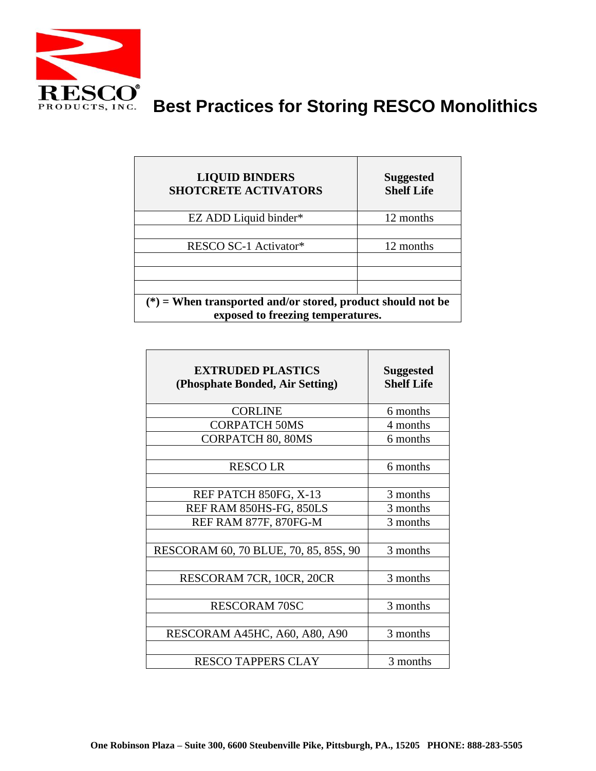RESCO PRODUCTS, INC.

# Best Practices for Storing RESCO Monolithics

| LIQUID BINDERS SHOTCRETE ACTIVATORS | Suggested Shelf Life |
|---|---|
| EZ ADD Liquid binder* | 12 months |
| | |
| RESCO SC-1 Activator* | 12 months |
| | |
| | |
| | |
| **(*) = When transported and/or stored, product should not be exposed to freezing temperatures.** | |

| EXTRUDED PLASTICS (Phosphate Bonded, Air Setting) | Suggested Shelf Life |
|---|---|
| CORLINE | 6 months |
| CORPATCH 50MS | 4 months |
| CORPATCH 80, 80MS | 6 months |
| | |
| RESCO LR | 6 months |
| | |
| REF PATCH 850FG, X-13 | 3 months |
| REF RAM 850HS-FG, 850LS | 3 months |
| REF RAM 877F, 870FG-M | 3 months |
| | |
| RESCORAM 60, 70 BLUE, 70, 85, 85S, 90 | 3 months |
| | |
| RESCORAM 7CR, 10CR, 20CR | 3 months |
| | |
| RESCORAM 70SC | 3 months |
| | |
| RESCORAM A45HC, A60, A80, A90 | 3 months |
| | |
| RESCO TAPPERS CLAY | 3 months |

**One Robinson Plaza – Suite 300, 6600 Steubenville Pike, Pittsburgh, PA., 15205 PHONE: 888-283-5505**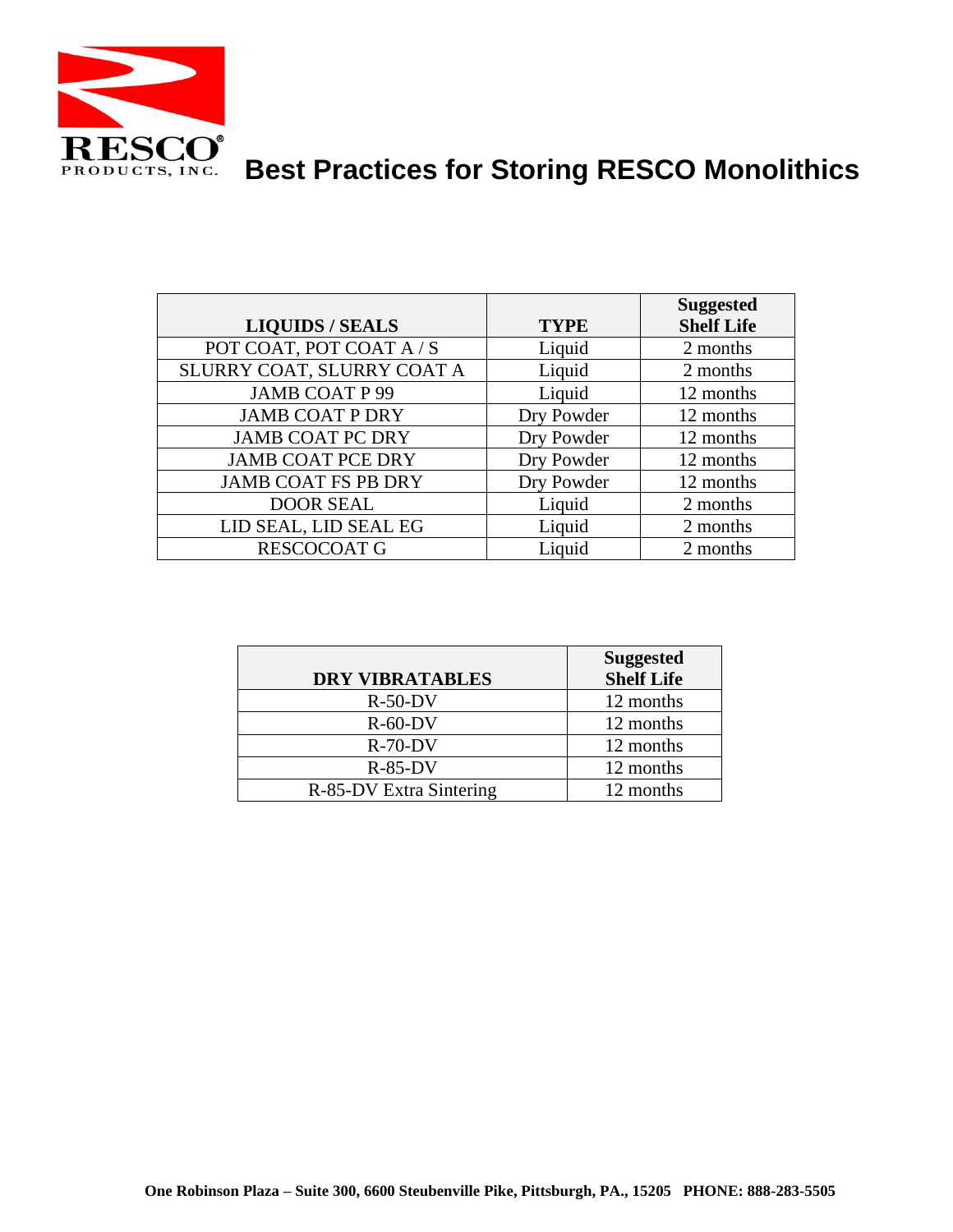RESCO PRODUCTS, INC.

# Best Practices for Storing RESCO Monolithics

| LIQUIDS / SEALS | TYPE | Suggested Shelf Life |
|---|---|---|
| POT COAT, POT COAT A / S | Liquid | 2 months |
| SLURRY COAT, SLURRY COAT A | Liquid | 2 months |
| JAMB COAT P 99 | Liquid | 12 months |
| JAMB COAT P DRY | Dry Powder | 12 months |
| JAMB COAT PC DRY | Dry Powder | 12 months |
| JAMB COAT PCE DRY | Dry Powder | 12 months |
| JAMB COAT FS PB DRY | Dry Powder | 12 months |
| DOOR SEAL | Liquid | 2 months |
| LID SEAL, LID SEAL EG | Liquid | 2 months |
| RESCOCOAT G | Liquid | 2 months |

| DRY VIBRATABLES | Suggested Shelf Life |
|---|---|
| R-50-DV | 12 months |
| R-60-DV | 12 months |
| R-70-DV | 12 months |
| R-85-DV | 12 months |
| R-85-DV Extra Sintering | 12 months |

**One Robinson Plaza – Suite 300, 6600 Steubenville Pike, Pittsburgh, PA., 15205 PHONE: 888-283-5505**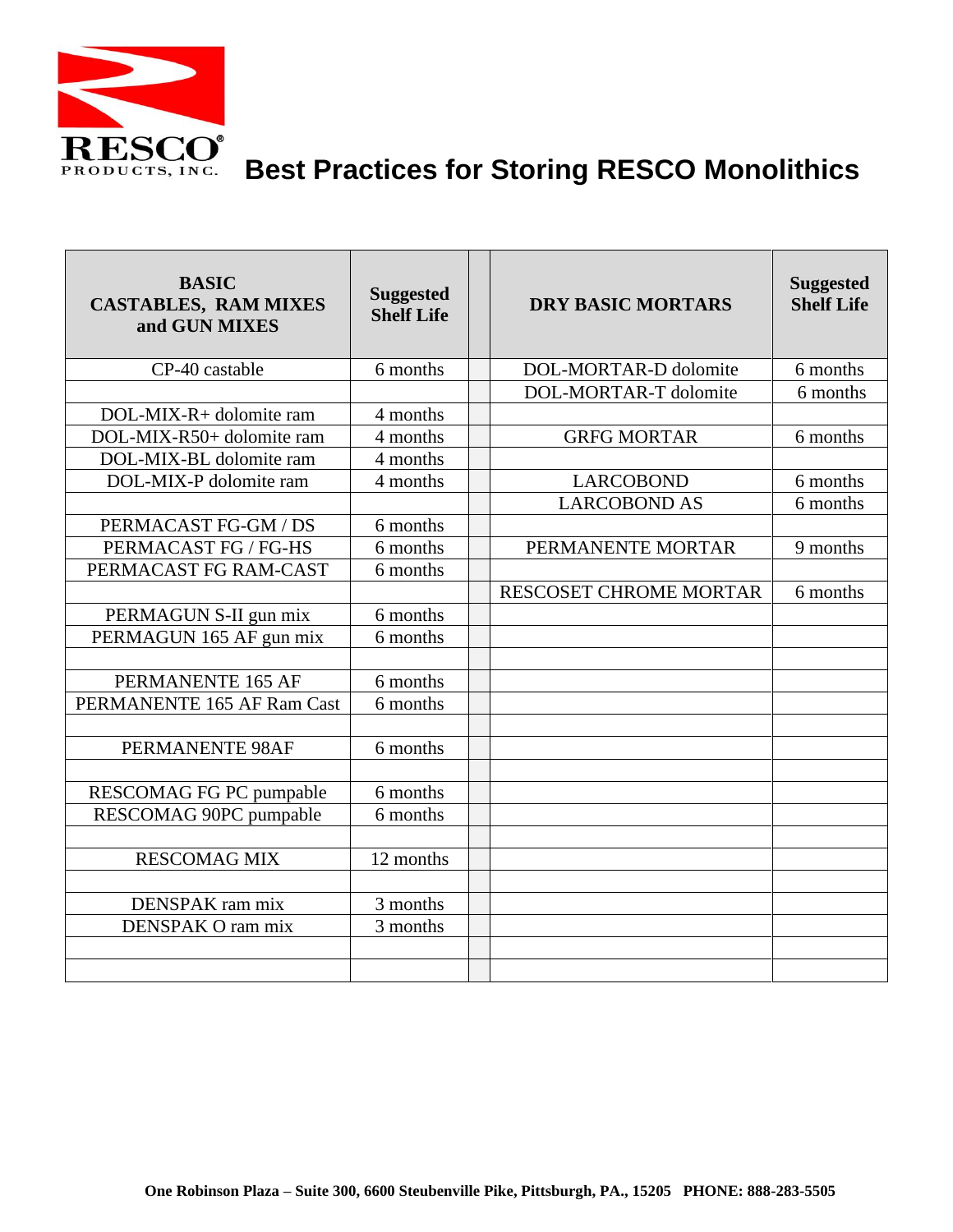RESCO PRODUCTS, INC.

# Best Practices for Storing RESCO Monolithics

| BASIC CASTABLES, RAM MIXES and GUN MIXES | Suggested Shelf Life | | DRY BASIC MORTARS | Suggested Shelf Life |
|---|---|---|---|---|
| CP-40 castable | 6 months | | DOL-MORTAR-D dolomite | 6 months |
| | | | DOL-MORTAR-T dolomite | 6 months |
| DOL-MIX-R+ dolomite ram | 4 months | | | |
| DOL-MIX-R50+ dolomite ram | 4 months | | GRFG MORTAR | 6 months |
| DOL-MIX-BL dolomite ram | 4 months | | | |
| DOL-MIX-P dolomite ram | 4 months | | LARCOBOND | 6 months |
| | | | LARCOBOND AS | 6 months |
| PERMACAST FG-GM / DS | 6 months | | | |
| PERMACAST FG / FG-HS | 6 months | | PERMANENTE MORTAR | 9 months |
| PERMACAST FG RAM-CAST | 6 months | | | |
| | | | RESCOSET CHROME MORTAR | 6 months |
| PERMAGUN S-II gun mix | 6 months | | | |
| PERMAGUN 165 AF gun mix | 6 months | | | |
| | | | | |
| PERMANENTE 165 AF | 6 months | | | |
| PERMANENTE 165 AF Ram Cast | 6 months | | | |
| | | | | |
| PERMANENTE 98AF | 6 months | | | |
| | | | | |
| RESCOMAG FG PC pumpable | 6 months | | | |
| RESCOMAG 90PC pumpable | 6 months | | | |
| | | | | |
| RESCOMAG MIX | 12 months | | | |
| | | | | |
| DENSPAK ram mix | 3 months | | | |
| DENSPAK O ram mix | 3 months | | | |
| | | | | |
| | | | | |

**One Robinson Plaza – Suite 300, 6600 Steubenville Pike, Pittsburgh, PA., 15205 PHONE: 888-283-5505**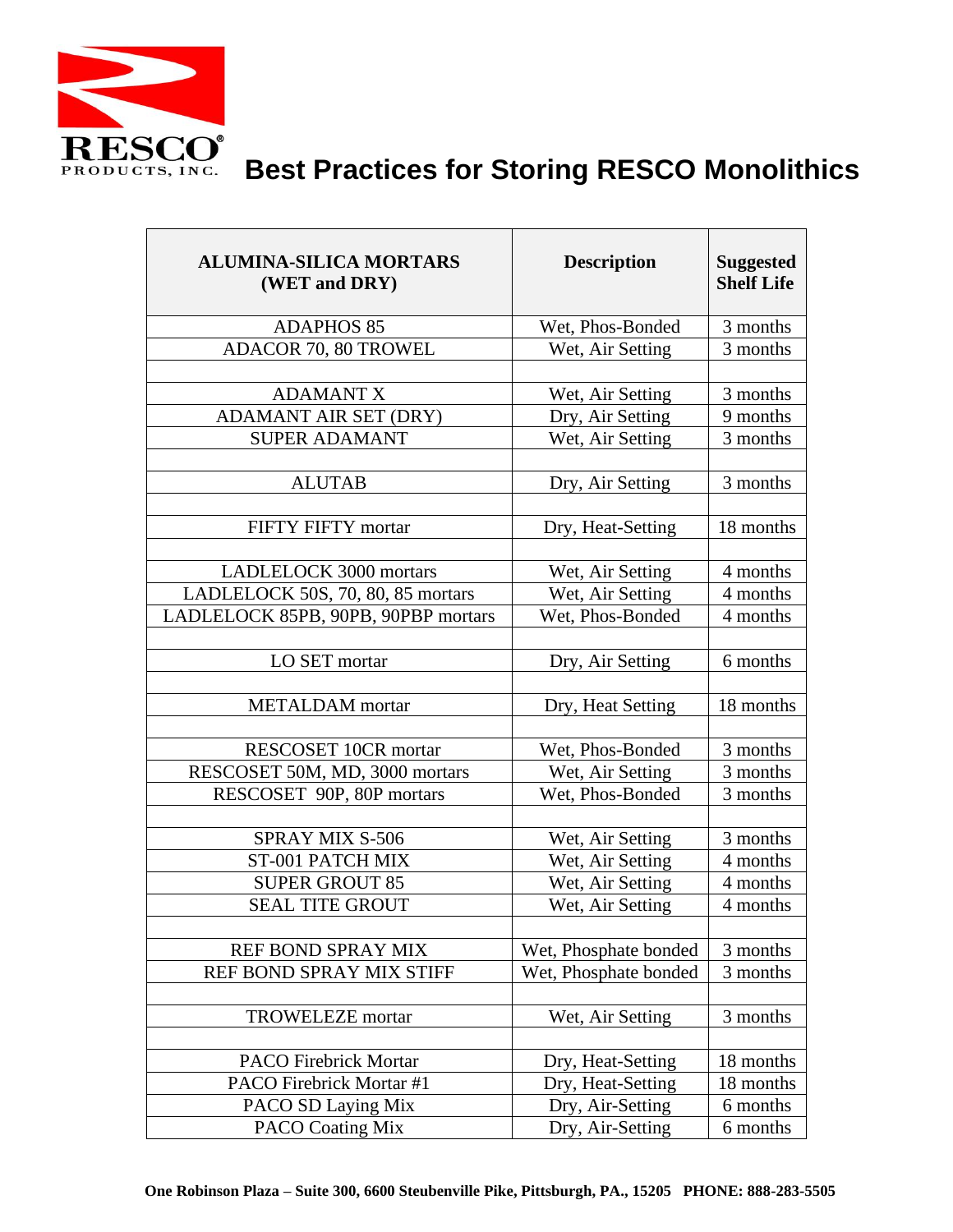# Best Practices for Storing RESCO Monolithics

| ALUMINA-SILICA MORTARS (WET and DRY) | Description | Suggested Shelf Life |
|---|---|---|
| ADAPHOS 85 | Wet, Phos-Bonded | 3 months |
| ADACOR 70, 80 TROWEL | Wet, Air Setting | 3 months |
| | | |
| ADAMANT X | Wet, Air Setting | 3 months |
| ADAMANT AIR SET (DRY) | Dry, Air Setting | 9 months |
| SUPER ADAMANT | Wet, Air Setting | 3 months |
| | | |
| ALUTAB | Dry, Air Setting | 3 months |
| | | |
| FIFTY FIFTY mortar | Dry, Heat-Setting | 18 months |
| | | |
| LADLELOCK 3000 mortars | Wet, Air Setting | 4 months |
| LADLELOCK 50S, 70, 80, 85 mortars | Wet, Air Setting | 4 months |
| LADLELOCK 85PB, 90PB, 90PBP mortars | Wet, Phos-Bonded | 4 months |
| | | |
| LO SET mortar | Dry, Air Setting | 6 months |
| | | |
| METALDAM mortar | Dry, Heat Setting | 18 months |
| | | |
| RESCOSET 10CR mortar | Wet, Phos-Bonded | 3 months |
| RESCOSET 50M, MD, 3000 mortars | Wet, Air Setting | 3 months |
| RESCOSET 90P, 80P mortars | Wet, Phos-Bonded | 3 months |
| | | |
| SPRAY MIX S-506 | Wet, Air Setting | 3 months |
| ST-001 PATCH MIX | Wet, Air Setting | 4 months |
| SUPER GROUT 85 | Wet, Air Setting | 4 months |
| SEAL TITE GROUT | Wet, Air Setting | 4 months |
| | | |
| REF BOND SPRAY MIX | Wet, Phosphate bonded | 3 months |
| REF BOND SPRAY MIX STIFF | Wet, Phosphate bonded | 3 months |
| | | |
| TROWELEZE mortar | Wet, Air Setting | 3 months |
| | | |
| PACO Firebrick Mortar | Dry, Heat-Setting | 18 months |
| PACO Firebrick Mortar #1 | Dry, Heat-Setting | 18 months |
| PACO SD Laying Mix | Dry, Air-Setting | 6 months |
| PACO Coating Mix | Dry, Air-Setting | 6 months |

**One Robinson Plaza – Suite 300, 6600 Steubenville Pike, Pittsburgh, PA., 15205 PHONE: 888-283-5505**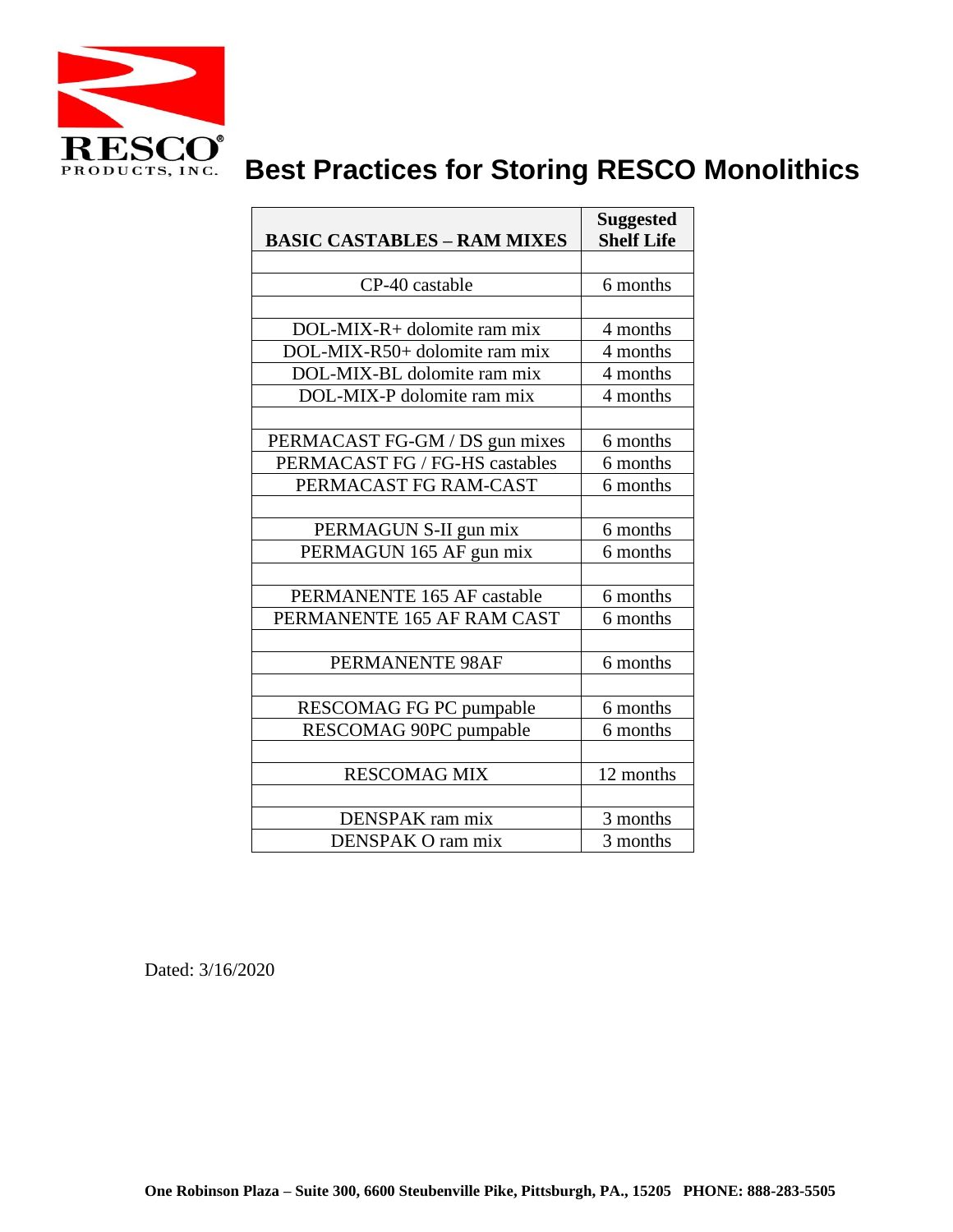RESCO PRODUCTS, INC.

# Best Practices for Storing RESCO Monolithics

| BASIC CASTABLES – RAM MIXES | Suggested Shelf Life |
|---|---|
| | |
| CP-40 castable | 6 months |
| | |
| DOL-MIX-R+ dolomite ram mix | 4 months |
| DOL-MIX-R50+ dolomite ram mix | 4 months |
| DOL-MIX-BL dolomite ram mix | 4 months |
| DOL-MIX-P dolomite ram mix | 4 months |
| | |
| PERMACAST FG-GM / DS gun mixes | 6 months |
| PERMACAST FG / FG-HS castables | 6 months |
| PERMACAST FG RAM-CAST | 6 months |
| | |
| PERMAGUN S-II gun mix | 6 months |
| PERMAGUN 165 AF gun mix | 6 months |
| | |
| PERMANENTE 165 AF castable | 6 months |
| PERMANENTE 165 AF RAM CAST | 6 months |
| | |
| PERMANENTE 98AF | 6 months |
| | |
| RESCOMAG FG PC pumpable | 6 months |
| RESCOMAG 90PC pumpable | 6 months |
| | |
| RESCOMAG MIX | 12 months |
| | |
| DENSPAK ram mix | 3 months |
| DENSPAK O ram mix | 3 months |

Dated: 3/16/2020

**One Robinson Plaza – Suite 300, 6600 Steubenville Pike, Pittsburgh, PA., 15205 PHONE: 888-283-5505**